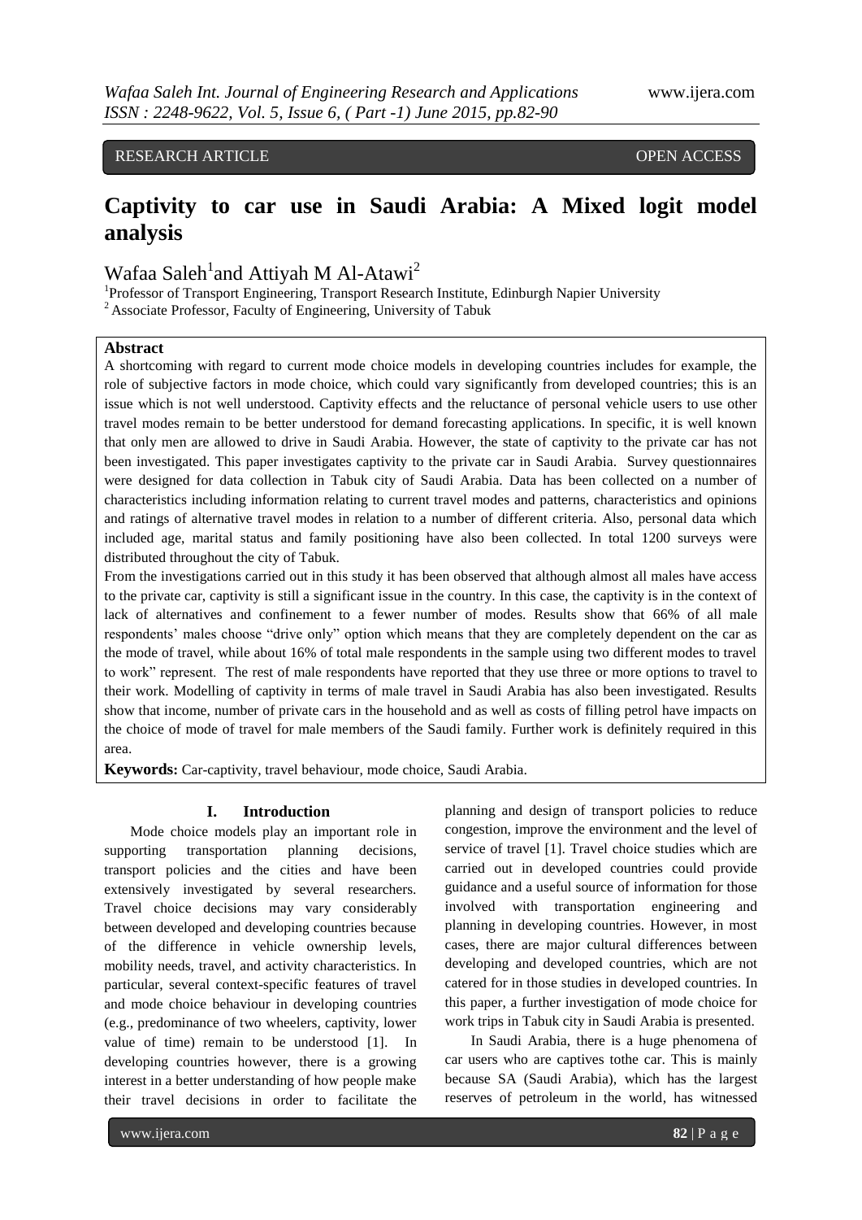RESEARCH ARTICLE OPEN ACCESS

# Captivity to car use in Saudi Arabia: A Mixed logit model analysis

Wafaa Saleh[1]and Attiyah M Al-Atawi[2]

[1]Professor of Transport Engineering, Transport Research Institute, Edinburgh Napier University
[2]Associate Professor, Faculty of Engineering, University of Tabuk

## Abstract

A shortcoming with regard to current mode choice models in developing countries includes for example, the role of subjective factors in mode choice, which could vary significantly from developed countries; this is an issue which is not well understood. Captivity effects and the reluctance of personal vehicle users to use other travel modes remain to be better understood for demand forecasting applications. In specific, it is well known that only men are allowed to drive in Saudi Arabia. However, the state of captivity to the private car has not been investigated. This paper investigates captivity to the private car in Saudi Arabia. Survey questionnaires were designed for data collection in Tabuk city of Saudi Arabia. Data has been collected on a number of characteristics including information relating to current travel modes and patterns, characteristics and opinions and ratings of alternative travel modes in relation to a number of different criteria. Also, personal data which included age, marital status and family positioning have also been collected. In total 1200 surveys were distributed throughout the city of Tabuk.

From the investigations carried out in this study it has been observed that although almost all males have access to the private car, captivity is still a significant issue in the country. In this case, the captivity is in the context of lack of alternatives and confinement to a fewer number of modes. Results show that 66% of all male respondents' males choose "drive only" option which means that they are completely dependent on the car as the mode of travel, while about 16% of total male respondents in the sample using two different modes to travel to work" represent. The rest of male respondents have reported that they use three or more options to travel to their work. Modelling of captivity in terms of male travel in Saudi Arabia has also been investigated. Results show that income, number of private cars in the household and as well as costs of filling petrol have impacts on the choice of mode of travel for male members of the Saudi family. Further work is definitely required in this area.

**Keywords:** Car-captivity, travel behaviour, mode choice, Saudi Arabia.

## I. Introduction

Mode choice models play an important role in supporting transportation planning decisions, transport policies and the cities and have been extensively investigated by several researchers. Travel choice decisions may vary considerably between developed and developing countries because of the difference in vehicle ownership levels, mobility needs, travel, and activity characteristics. In particular, several context-specific features of travel and mode choice behaviour in developing countries (e.g., predominance of two wheelers, captivity, lower value of time) remain to be understood [1]. In developing countries however, there is a growing interest in a better understanding of how people make their travel decisions in order to facilitate the planning and design of transport policies to reduce congestion, improve the environment and the level of service of travel [1]. Travel choice studies which are carried out in developed countries could provide guidance and a useful source of information for those involved with transportation engineering and planning in developing countries. However, in most cases, there are major cultural differences between developing and developed countries, which are not catered for in those studies in developed countries. In this paper, a further investigation of mode choice for work trips in Tabuk city in Saudi Arabia is presented.

In Saudi Arabia, there is a huge phenomena of car users who are captives tothe car. This is mainly because SA (Saudi Arabia), which has the largest reserves of petroleum in the world, has witnessed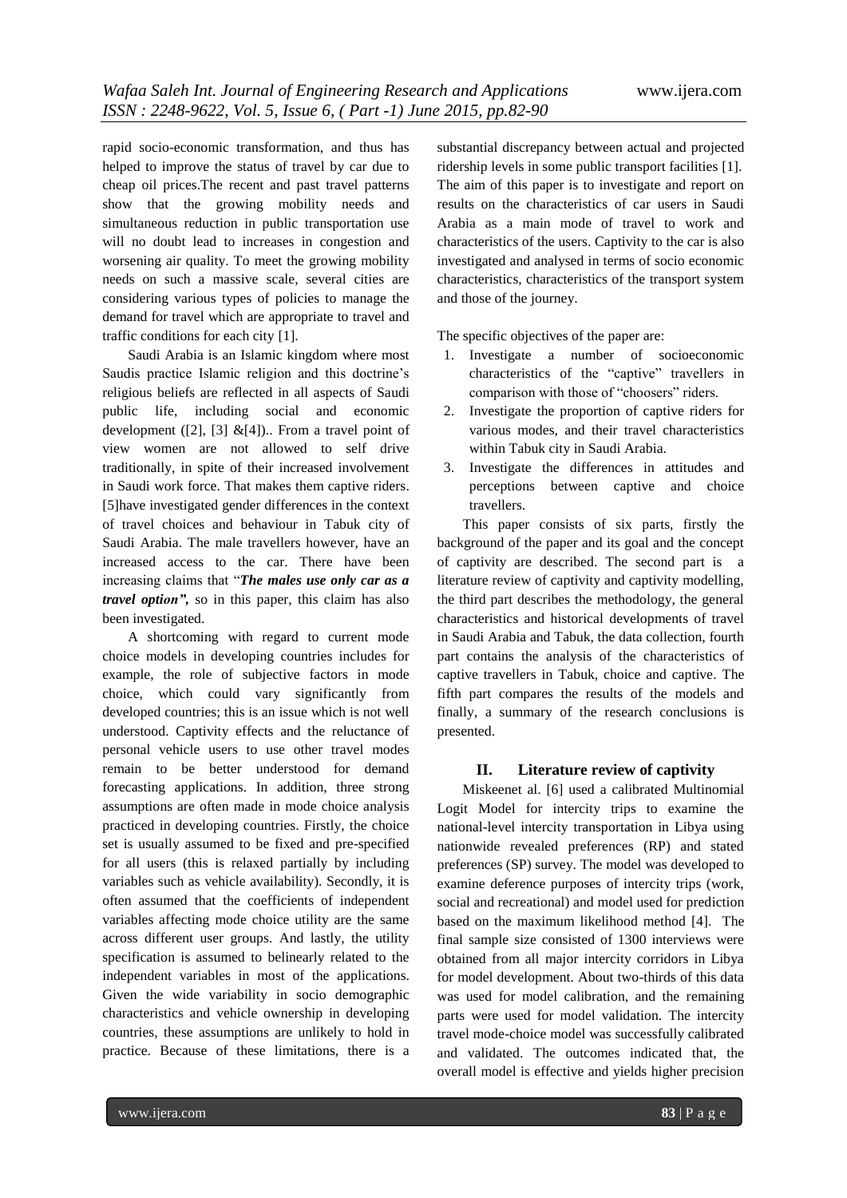rapid socio-economic transformation, and thus has helped to improve the status of travel by car due to cheap oil prices.The recent and past travel patterns show that the growing mobility needs and simultaneous reduction in public transportation use will no doubt lead to increases in congestion and worsening air quality. To meet the growing mobility needs on such a massive scale, several cities are considering various types of policies to manage the demand for travel which are appropriate to travel and traffic conditions for each city [1].

Saudi Arabia is an Islamic kingdom where most Saudis practice Islamic religion and this doctrine's religious beliefs are reflected in all aspects of Saudi public life, including social and economic development ([2], [3] &[4]).. From a travel point of view women are not allowed to self drive traditionally, in spite of their increased involvement in Saudi work force. That makes them captive riders. [5]have investigated gender differences in the context of travel choices and behaviour in Tabuk city of Saudi Arabia. The male travellers however, have an increased access to the car. There have been increasing claims that "***The males use only car as a travel option"***, so in this paper, this claim has also been investigated.

A shortcoming with regard to current mode choice models in developing countries includes for example, the role of subjective factors in mode choice, which could vary significantly from developed countries; this is an issue which is not well understood. Captivity effects and the reluctance of personal vehicle users to use other travel modes remain to be better understood for demand forecasting applications. In addition, three strong assumptions are often made in mode choice analysis practiced in developing countries. Firstly, the choice set is usually assumed to be fixed and pre-specified for all users (this is relaxed partially by including variables such as vehicle availability). Secondly, it is often assumed that the coefficients of independent variables affecting mode choice utility are the same across different user groups. And lastly, the utility specification is assumed to belinearly related to the independent variables in most of the applications. Given the wide variability in socio demographic characteristics and vehicle ownership in developing countries, these assumptions are unlikely to hold in practice. Because of these limitations, there is a substantial discrepancy between actual and projected ridership levels in some public transport facilities [1]. The aim of this paper is to investigate and report on results on the characteristics of car users in Saudi Arabia as a main mode of travel to work and characteristics of the users. Captivity to the car is also investigated and analysed in terms of socio economic characteristics, characteristics of the transport system and those of the journey.

The specific objectives of the paper are:

1. Investigate a number of socioeconomic characteristics of the "captive" travellers in comparison with those of "choosers" riders.
2. Investigate the proportion of captive riders for various modes, and their travel characteristics within Tabuk city in Saudi Arabia.
3. Investigate the differences in attitudes and perceptions between captive and choice travellers.

This paper consists of six parts, firstly the background of the paper and its goal and the concept of captivity are described. The second part is a literature review of captivity and captivity modelling, the third part describes the methodology, the general characteristics and historical developments of travel in Saudi Arabia and Tabuk, the data collection, fourth part contains the analysis of the characteristics of captive travellers in Tabuk, choice and captive. The fifth part compares the results of the models and finally, a summary of the research conclusions is presented.

## II. Literature review of captivity

Miskeenet al. [6] used a calibrated Multinomial Logit Model for intercity trips to examine the national-level intercity transportation in Libya using nationwide revealed preferences (RP) and stated preferences (SP) survey. The model was developed to examine deference purposes of intercity trips (work, social and recreational) and model used for prediction based on the maximum likelihood method [4]. The final sample size consisted of 1300 interviews were obtained from all major intercity corridors in Libya for model development. About two-thirds of this data was used for model calibration, and the remaining parts were used for model validation. The intercity travel mode-choice model was successfully calibrated and validated. The outcomes indicated that, the overall model is effective and yields higher precision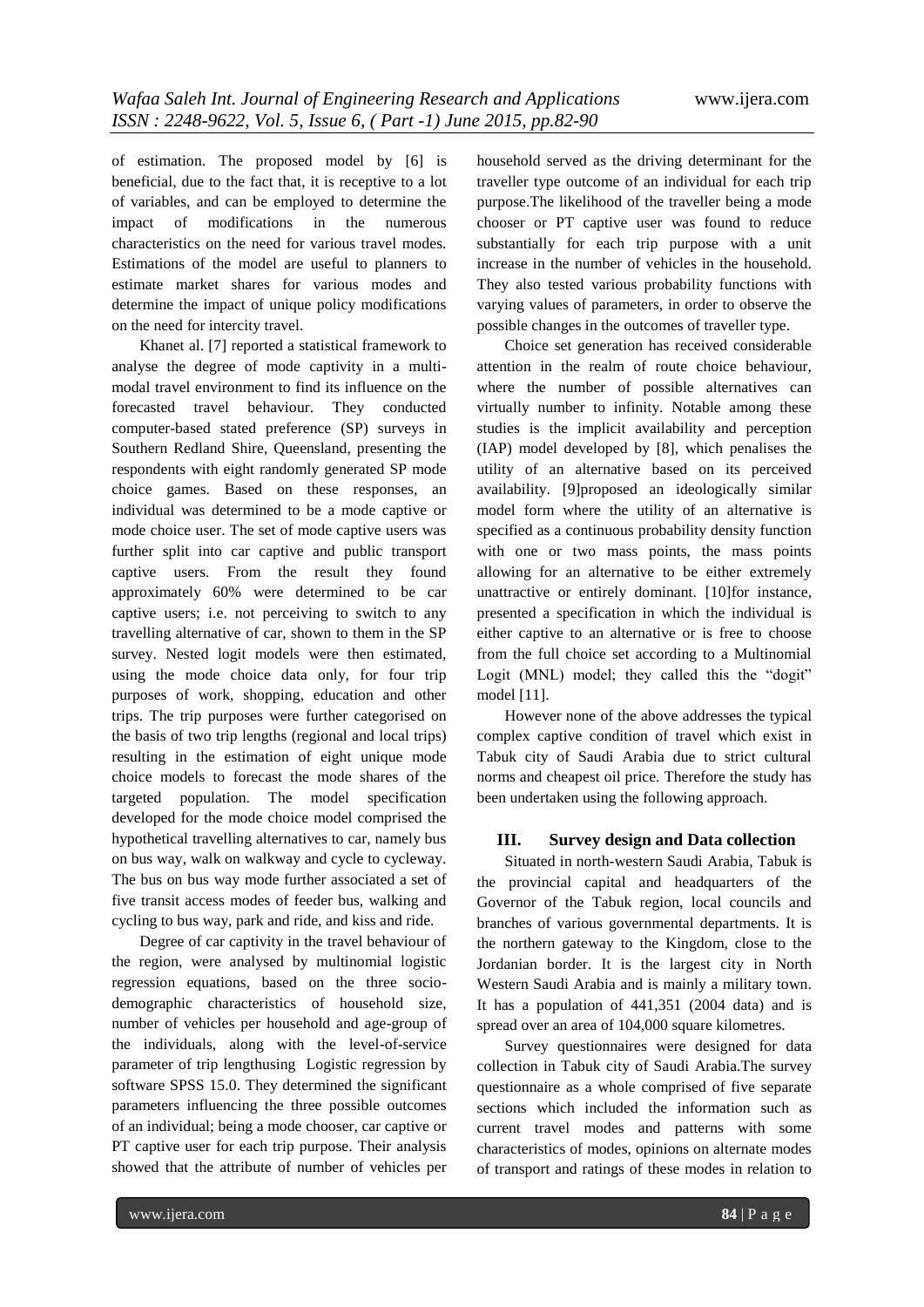of estimation. The proposed model by [6] is beneficial, due to the fact that, it is receptive to a lot of variables, and can be employed to determine the impact of modifications in the numerous characteristics on the need for various travel modes. Estimations of the model are useful to planners to estimate market shares for various modes and determine the impact of unique policy modifications on the need for intercity travel.

Khanet al. [7] reported a statistical framework to analyse the degree of mode captivity in a multi-modal travel environment to find its influence on the forecasted travel behaviour. They conducted computer-based stated preference (SP) surveys in Southern Redland Shire, Queensland, presenting the respondents with eight randomly generated SP mode choice games. Based on these responses, an individual was determined to be a mode captive or mode choice user. The set of mode captive users was further split into car captive and public transport captive users. From the result they found approximately 60% were determined to be car captive users; i.e. not perceiving to switch to any travelling alternative of car, shown to them in the SP survey. Nested logit models were then estimated, using the mode choice data only, for four trip purposes of work, shopping, education and other trips. The trip purposes were further categorised on the basis of two trip lengths (regional and local trips) resulting in the estimation of eight unique mode choice models to forecast the mode shares of the targeted population. The model specification developed for the mode choice model comprised the hypothetical travelling alternatives to car, namely bus on bus way, walk on walkway and cycle to cycleway. The bus on bus way mode further associated a set of five transit access modes of feeder bus, walking and cycling to bus way, park and ride, and kiss and ride.

Degree of car captivity in the travel behaviour of the region, were analysed by multinomial logistic regression equations, based on the three socio-demographic characteristics of household size, number of vehicles per household and age-group of the individuals, along with the level-of-service parameter of trip lengthusing Logistic regression by software SPSS 15.0. They determined the significant parameters influencing the three possible outcomes of an individual; being a mode chooser, car captive or PT captive user for each trip purpose. Their analysis showed that the attribute of number of vehicles per household served as the driving determinant for the traveller type outcome of an individual for each trip purpose.The likelihood of the traveller being a mode chooser or PT captive user was found to reduce substantially for each trip purpose with a unit increase in the number of vehicles in the household. They also tested various probability functions with varying values of parameters, in order to observe the possible changes in the outcomes of traveller type.

Choice set generation has received considerable attention in the realm of route choice behaviour, where the number of possible alternatives can virtually number to infinity. Notable among these studies is the implicit availability and perception (IAP) model developed by [8], which penalises the utility of an alternative based on its perceived availability. [9]proposed an ideologically similar model form where the utility of an alternative is specified as a continuous probability density function with one or two mass points, the mass points allowing for an alternative to be either extremely unattractive or entirely dominant. [10]for instance, presented a specification in which the individual is either captive to an alternative or is free to choose from the full choice set according to a Multinomial Logit (MNL) model; they called this the "dogit" model [11].

However none of the above addresses the typical complex captive condition of travel which exist in Tabuk city of Saudi Arabia due to strict cultural norms and cheapest oil price. Therefore the study has been undertaken using the following approach.

## III. Survey design and Data collection

Situated in north-western Saudi Arabia, Tabuk is the provincial capital and headquarters of the Governor of the Tabuk region, local councils and branches of various governmental departments. It is the northern gateway to the Kingdom, close to the Jordanian border. It is the largest city in North Western Saudi Arabia and is mainly a military town. It has a population of 441,351 (2004 data) and is spread over an area of 104,000 square kilometres.

Survey questionnaires were designed for data collection in Tabuk city of Saudi Arabia.The survey questionnaire as a whole comprised of five separate sections which included the information such as current travel modes and patterns with some characteristics of modes, opinions on alternate modes of transport and ratings of these modes in relation to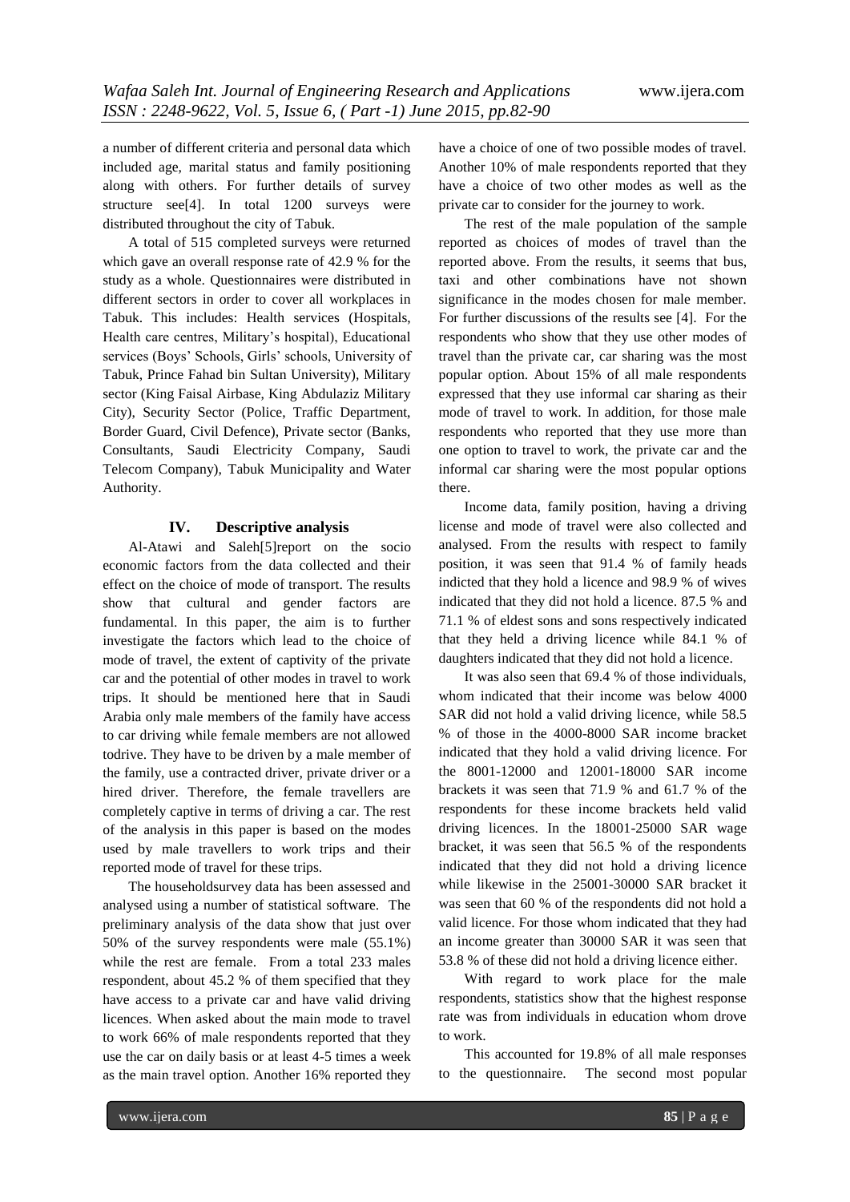a number of different criteria and personal data which included age, marital status and family positioning along with others. For further details of survey structure see[4]. In total 1200 surveys were distributed throughout the city of Tabuk.

A total of 515 completed surveys were returned which gave an overall response rate of 42.9 % for the study as a whole. Questionnaires were distributed in different sectors in order to cover all workplaces in Tabuk. This includes: Health services (Hospitals, Health care centres, Military's hospital), Educational services (Boys' Schools, Girls' schools, University of Tabuk, Prince Fahad bin Sultan University), Military sector (King Faisal Airbase, King Abdulaziz Military City), Security Sector (Police, Traffic Department, Border Guard, Civil Defence), Private sector (Banks, Consultants, Saudi Electricity Company, Saudi Telecom Company), Tabuk Municipality and Water Authority.

## IV. Descriptive analysis

Al-Atawi and Saleh[5]report on the socio economic factors from the data collected and their effect on the choice of mode of transport. The results show that cultural and gender factors are fundamental. In this paper, the aim is to further investigate the factors which lead to the choice of mode of travel, the extent of captivity of the private car and the potential of other modes in travel to work trips. It should be mentioned here that in Saudi Arabia only male members of the family have access to car driving while female members are not allowed todrive. They have to be driven by a male member of the family, use a contracted driver, private driver or a hired driver. Therefore, the female travellers are completely captive in terms of driving a car. The rest of the analysis in this paper is based on the modes used by male travellers to work trips and their reported mode of travel for these trips.

The householdsurvey data has been assessed and analysed using a number of statistical software. The preliminary analysis of the data show that just over 50% of the survey respondents were male (55.1%) while the rest are female. From a total 233 males respondent, about 45.2 % of them specified that they have access to a private car and have valid driving licences. When asked about the main mode to travel to work 66% of male respondents reported that they use the car on daily basis or at least 4-5 times a week as the main travel option. Another 16% reported they have a choice of one of two possible modes of travel. Another 10% of male respondents reported that they have a choice of two other modes as well as the private car to consider for the journey to work.

The rest of the male population of the sample reported as choices of modes of travel than the reported above. From the results, it seems that bus, taxi and other combinations have not shown significance in the modes chosen for male member. For further discussions of the results see [4]. For the respondents who show that they use other modes of travel than the private car, car sharing was the most popular option. About 15% of all male respondents expressed that they use informal car sharing as their mode of travel to work. In addition, for those male respondents who reported that they use more than one option to travel to work, the private car and the informal car sharing were the most popular options there.

Income data, family position, having a driving license and mode of travel were also collected and analysed. From the results with respect to family position, it was seen that 91.4 % of family heads indicted that they hold a licence and 98.9 % of wives indicated that they did not hold a licence. 87.5 % and 71.1 % of eldest sons and sons respectively indicated that they held a driving licence while 84.1 % of daughters indicated that they did not hold a licence.

It was also seen that 69.4 % of those individuals, whom indicated that their income was below 4000 SAR did not hold a valid driving licence, while 58.5 % of those in the 4000-8000 SAR income bracket indicated that they hold a valid driving licence. For the 8001-12000 and 12001-18000 SAR income brackets it was seen that 71.9 % and 61.7 % of the respondents for these income brackets held valid driving licences. In the 18001-25000 SAR wage bracket, it was seen that 56.5 % of the respondents indicated that they did not hold a driving licence while likewise in the 25001-30000 SAR bracket it was seen that 60 % of the respondents did not hold a valid licence. For those whom indicated that they had an income greater than 30000 SAR it was seen that 53.8 % of these did not hold a driving licence either.

With regard to work place for the male respondents, statistics show that the highest response rate was from individuals in education whom drove to work.

This accounted for 19.8% of all male responses to the questionnaire. The second most popular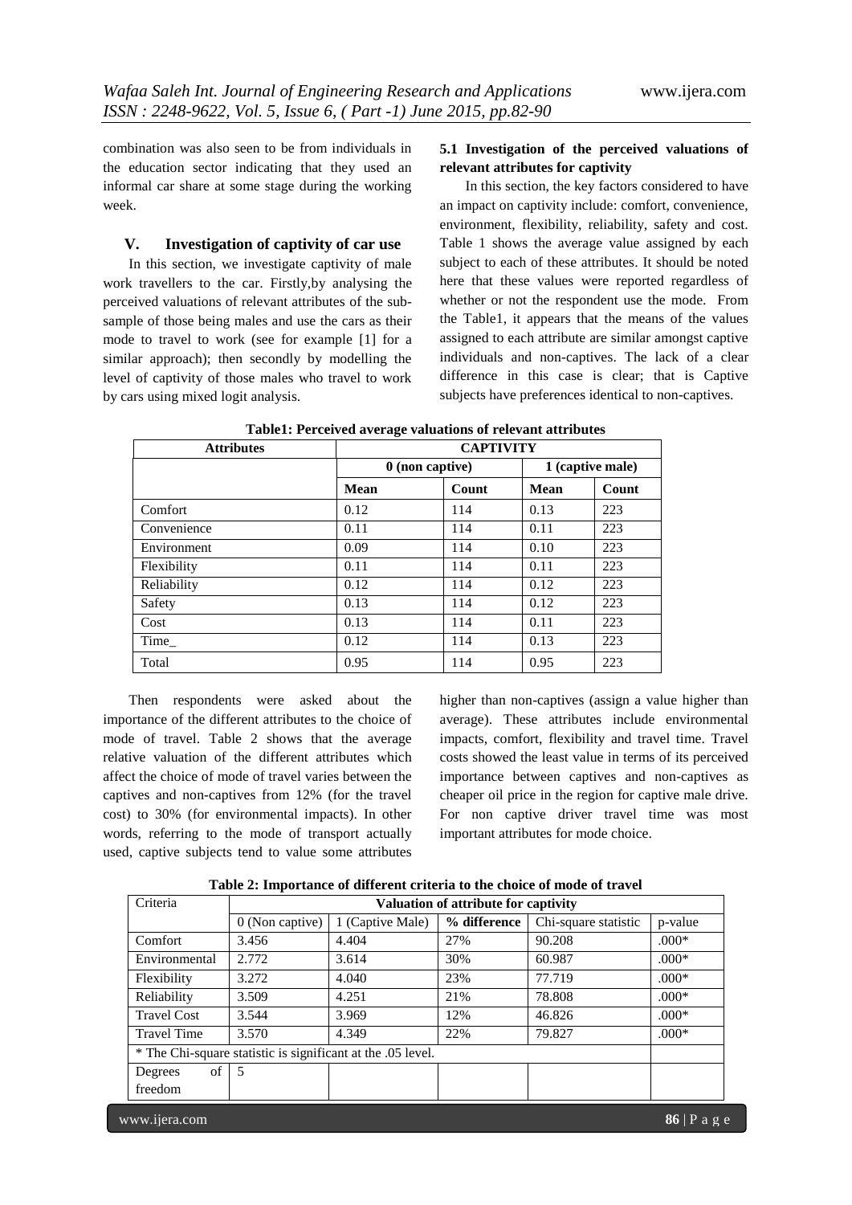combination was also seen to be from individuals in the education sector indicating that they used an informal car share at some stage during the working week.

## V. Investigation of captivity of car use

In this section, we investigate captivity of male work travellers to the car. Firstly,by analysing the perceived valuations of relevant attributes of the sub-sample of those being males and use the cars as their mode to travel to work (see for example [1] for a similar approach); then secondly by modelling the level of captivity of those males who travel to work by cars using mixed logit analysis.

### 5.1 Investigation of the perceived valuations of relevant attributes for captivity

In this section, the key factors considered to have an impact on captivity include: comfort, convenience, environment, flexibility, reliability, safety and cost. Table 1 shows the average value assigned by each subject to each of these attributes. It should be noted here that these values were reported regardless of whether or not the respondent use the mode. From the Table1, it appears that the means of the values assigned to each attribute are similar amongst captive individuals and non-captives. The lack of a clear difference in this case is clear; that is Captive subjects have preferences identical to non-captives.

**Table1: Perceived average valuations of relevant attributes**

| Attributes | CAPTIVITY | | | |
|---|---|---|---|---|
| | 0 (non captive) | | 1 (captive male) | |
| | **Mean** | **Count** | **Mean** | **Count** |
| Comfort | 0.12 | 114 | 0.13 | 223 |
| Convenience | 0.11 | 114 | 0.11 | 223 |
| Environment | 0.09 | 114 | 0.10 | 223 |
| Flexibility | 0.11 | 114 | 0.11 | 223 |
| Reliability | 0.12 | 114 | 0.12 | 223 |
| Safety | 0.13 | 114 | 0.12 | 223 |
| Cost | 0.13 | 114 | 0.11 | 223 |
| Time_ | 0.12 | 114 | 0.13 | 223 |
| Total | 0.95 | 114 | 0.95 | 223 |

Then respondents were asked about the importance of the different attributes to the choice of mode of travel. Table 2 shows that the average relative valuation of the different attributes which affect the choice of mode of travel varies between the captives and non-captives from 12% (for the travel cost) to 30% (for environmental impacts). In other words, referring to the mode of transport actually used, captive subjects tend to value some attributes higher than non-captives (assign a value higher than average). These attributes include environmental impacts, comfort, flexibility and travel time. Travel costs showed the least value in terms of its perceived importance between captives and non-captives as cheaper oil price in the region for captive male drive. For non captive driver travel time was most important attributes for mode choice.

**Table 2: Importance of different criteria to the choice of mode of travel**

| Criteria | Valuation of attribute for captivity | | | | |
|---|---|---|---|---|---|
| | 0 (Non captive) | 1 (Captive Male) | **% difference** | Chi-square statistic | p-value |
| Comfort | 3.456 | 4.404 | 27% | 90.208 | .000* |
| Environmental | 2.772 | 3.614 | 30% | 60.987 | .000* |
| Flexibility | 3.272 | 4.040 | 23% | 77.719 | .000* |
| Reliability | 3.509 | 4.251 | 21% | 78.808 | .000* |
| Travel Cost | 3.544 | 3.969 | 12% | 46.826 | .000* |
| Travel Time | 3.570 | 4.349 | 22% | 79.827 | .000* |
| * The Chi-square statistic is significant at the .05 level. | | | | | |
| Degrees of freedom | 5 | | | | |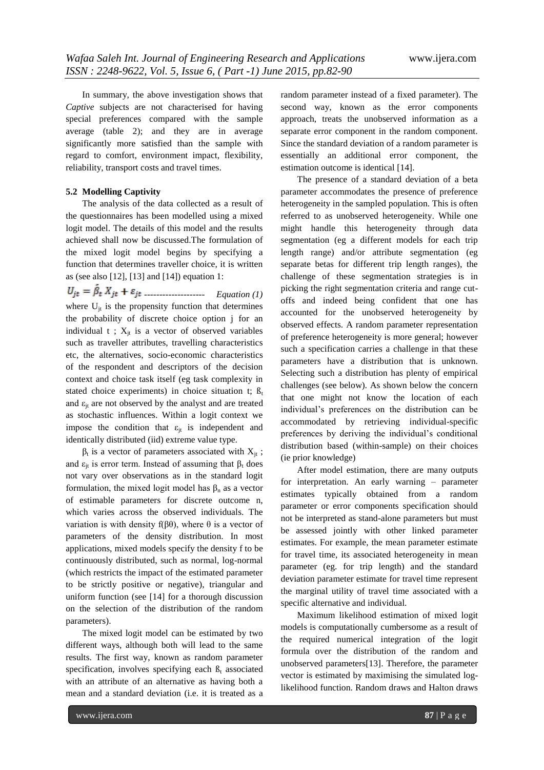In summary, the above investigation shows that *Captive* subjects are not characterised for having special preferences compared with the sample average (table 2); and they are in average significantly more satisfied than the sample with regard to comfort, environment impact, flexibility, reliability, transport costs and travel times.

### 5.2 Modelling Captivity

The analysis of the data collected as a result of the questionnaires has been modelled using a mixed logit model. The details of this model and the results achieved shall now be discussed.The formulation of the mixed logit model begins by specifying a function that determines traveller choice, it is written as (see also [12], [13] and [14]) equation 1:

$$U_{jt} = \hat{\beta}_t X_{jt} + \varepsilon_{jt} \quad \text{--------------------} \quad \textit{Equation (1)}$$

where $U_{jt}$ is the propensity function that determines the probability of discrete choice option j for an individual t ; $X_{jt}$ is a vector of observed variables such as traveller attributes, travelling characteristics etc, the alternatives, socio-economic characteristics of the respondent and descriptors of the decision context and choice task itself (eg task complexity in stated choice experiments) in choice situation t; $ß_t$ and $\varepsilon_{jt}$ are not observed by the analyst and are treated as stochastic influences. Within a logit context we impose the condition that $\varepsilon_{jt}$ is independent and identically distributed (iid) extreme value type.

$\beta_t$ is a vector of parameters associated with $X_{jt}$ ; and $\varepsilon_{jt}$ is error term. Instead of assuming that $\beta_t$ does not vary over observations as in the standard logit formulation, the mixed logit model has $\beta_n$ as a vector of estimable parameters for discrete outcome n, which varies across the observed individuals. The variation is with density f(βθ), where θ is a vector of parameters of the density distribution. In most applications, mixed models specify the density f to be continuously distributed, such as normal, log-normal (which restricts the impact of the estimated parameter to be strictly positive or negative), triangular and uniform function (see [14] for a thorough discussion on the selection of the distribution of the random parameters).

The mixed logit model can be estimated by two different ways, although both will lead to the same results. The first way, known as random parameter specification, involves specifying each $ß_t$ associated with an attribute of an alternative as having both a mean and a standard deviation (i.e. it is treated as a random parameter instead of a fixed parameter). The second way, known as the error components approach, treats the unobserved information as a separate error component in the random component. Since the standard deviation of a random parameter is essentially an additional error component, the estimation outcome is identical [14].

The presence of a standard deviation of a beta parameter accommodates the presence of preference heterogeneity in the sampled population. This is often referred to as unobserved heterogeneity. While one might handle this heterogeneity through data segmentation (eg a different models for each trip length range) and/or attribute segmentation (eg separate betas for different trip length ranges), the challenge of these segmentation strategies is in picking the right segmentation criteria and range cut-offs and indeed being confident that one has accounted for the unobserved heterogeneity by observed effects. A random parameter representation of preference heterogeneity is more general; however such a specification carries a challenge in that these parameters have a distribution that is unknown. Selecting such a distribution has plenty of empirical challenges (see below). As shown below the concern that one might not know the location of each individual's preferences on the distribution can be accommodated by retrieving individual-specific preferences by deriving the individual's conditional distribution based (within-sample) on their choices (ie prior knowledge)

After model estimation, there are many outputs for interpretation. An early warning – parameter estimates typically obtained from a random parameter or error components specification should not be interpreted as stand-alone parameters but must be assessed jointly with other linked parameter estimates. For example, the mean parameter estimate for travel time, its associated heterogeneity in mean parameter (eg. for trip length) and the standard deviation parameter estimate for travel time represent the marginal utility of travel time associated with a specific alternative and individual.

Maximum likelihood estimation of mixed logit models is computationally cumbersome as a result of the required numerical integration of the logit formula over the distribution of the random and unobserved parameters[13]. Therefore, the parameter vector is estimated by maximising the simulated log-likelihood function. Random draws and Halton draws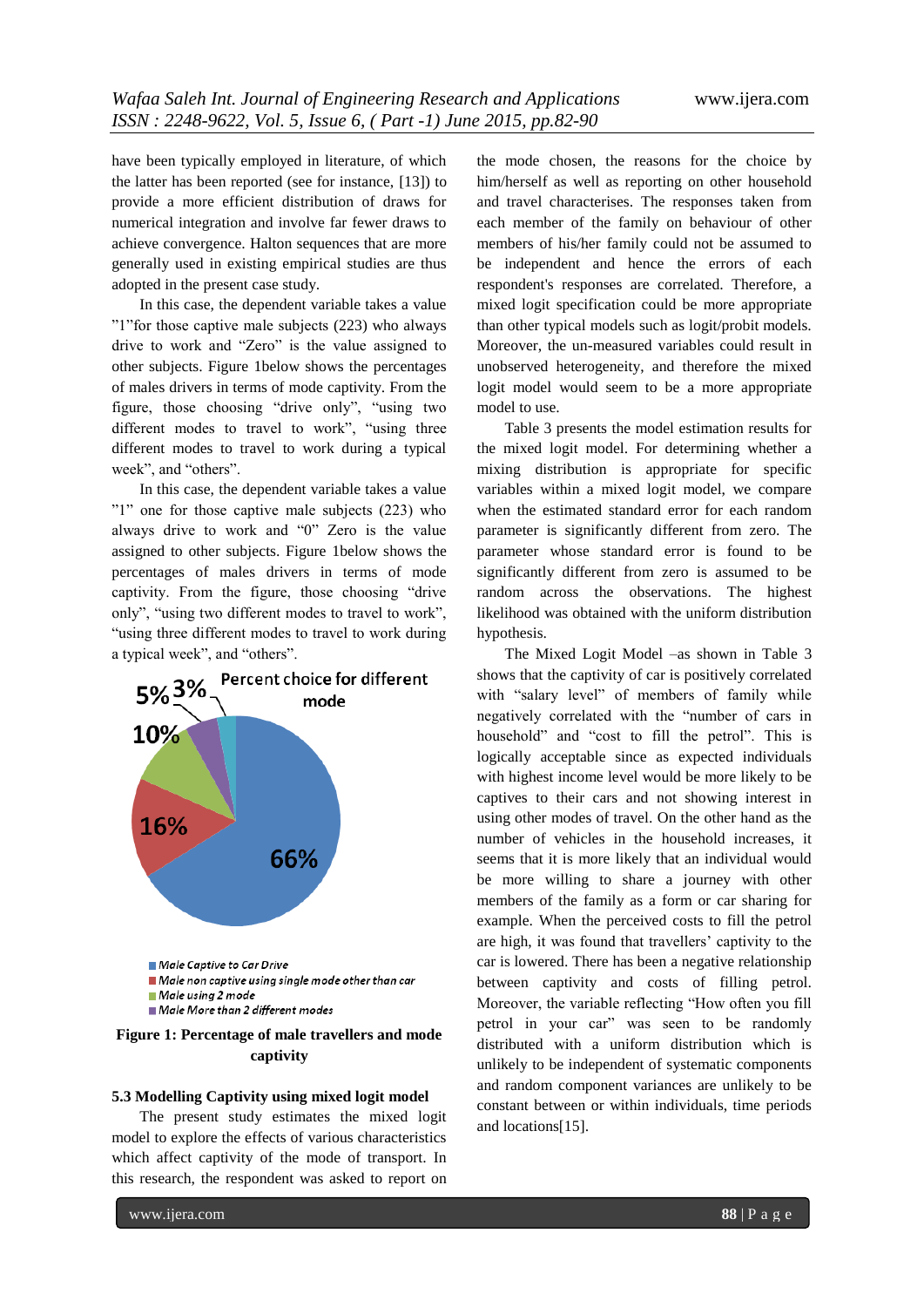have been typically employed in literature, of which the latter has been reported (see for instance, [13]) to provide a more efficient distribution of draws for numerical integration and involve far fewer draws to achieve convergence. Halton sequences that are more generally used in existing empirical studies are thus adopted in the present case study.

In this case, the dependent variable takes a value "1"for those captive male subjects (223) who always drive to work and "Zero" is the value assigned to other subjects. Figure 1below shows the percentages of males drivers in terms of mode captivity. From the figure, those choosing "drive only", "using two different modes to travel to work", "using three different modes to travel to work during a typical week", and "others".

In this case, the dependent variable takes a value "1" one for those captive male subjects (223) who always drive to work and "0" Zero is the value assigned to other subjects. Figure 1below shows the percentages of males drivers in terms of mode captivity. From the figure, those choosing "drive only", "using two different modes to travel to work", "using three different modes to travel to work during a typical week", and "others".

Percent choice for different mode

- Male Captive to Car Drive: 66%
- Male non captive using single mode other than car: 16%
- Male using 2 mode: 10%
- Male More than 2 different modes: 5%
- 3%

**Figure 1: Percentage of male travellers and mode captivity**

### 5.3 Modelling Captivity using mixed logit model

The present study estimates the mixed logit model to explore the effects of various characteristics which affect captivity of the mode of transport. In this research, the respondent was asked to report on the mode chosen, the reasons for the choice by him/herself as well as reporting on other household and travel characterises. The responses taken from each member of the family on behaviour of other members of his/her family could not be assumed to be independent and hence the errors of each respondent's responses are correlated. Therefore, a mixed logit specification could be more appropriate than other typical models such as logit/probit models. Moreover, the un-measured variables could result in unobserved heterogeneity, and therefore the mixed logit model would seem to be a more appropriate model to use.

Table 3 presents the model estimation results for the mixed logit model. For determining whether a mixing distribution is appropriate for specific variables within a mixed logit model, we compare when the estimated standard error for each random parameter is significantly different from zero. The parameter whose standard error is found to be significantly different from zero is assumed to be random across the observations. The highest likelihood was obtained with the uniform distribution hypothesis.

The Mixed Logit Model –as shown in Table 3 shows that the captivity of car is positively correlated with "salary level" of members of family while negatively correlated with the "number of cars in household" and "cost to fill the petrol". This is logically acceptable since as expected individuals with highest income level would be more likely to be captives to their cars and not showing interest in using other modes of travel. On the other hand as the number of vehicles in the household increases, it seems that it is more likely that an individual would be more willing to share a journey with other members of the family as a form or car sharing for example. When the perceived costs to fill the petrol are high, it was found that travellers' captivity to the car is lowered. There has been a negative relationship between captivity and costs of filling petrol. Moreover, the variable reflecting "How often you fill petrol in your car" was seen to be randomly distributed with a uniform distribution which is unlikely to be independent of systematic components and random component variances are unlikely to be constant between or within individuals, time periods and locations[15].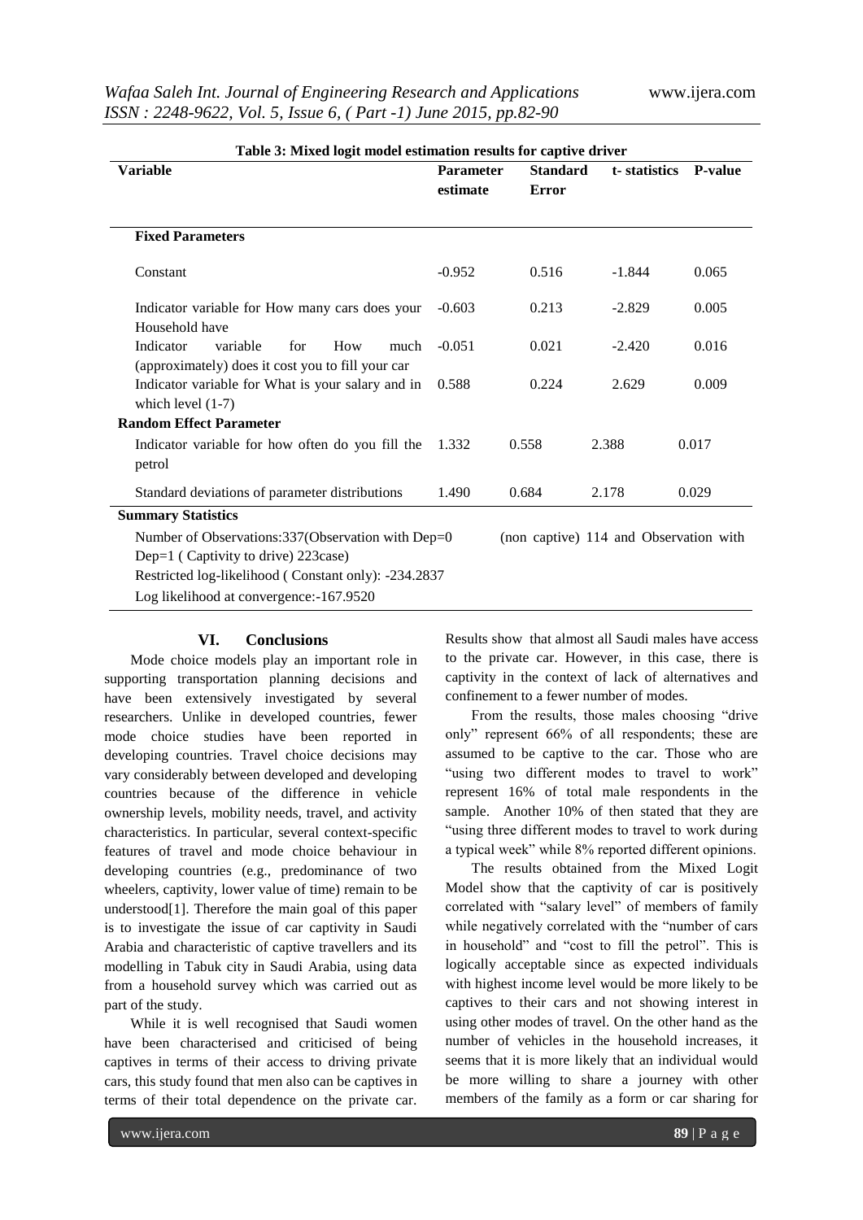**Table 3: Mixed logit model estimation results for captive driver**

| Variable | Parameter estimate | Standard Error | t- statistics | P-value |
|---|---|---|---|---|
| **Fixed Parameters** | | | | |
| Constant | -0.952 | 0.516 | -1.844 | 0.065 |
| Indicator variable for How many cars does your Household have | -0.603 | 0.213 | -2.829 | 0.005 |
| Indicator variable for How much (approximately) does it cost you to fill your car | -0.051 | 0.021 | -2.420 | 0.016 |
| Indicator variable for What is your salary and in which level (1-7) | 0.588 | 0.224 | 2.629 | 0.009 |
| **Random Effect Parameter** | | | | |
| Indicator variable for how often do you fill the petrol | 1.332 | 0.558 | 2.388 | 0.017 |
| Standard deviations of parameter distributions | 1.490 | 0.684 | 2.178 | 0.029 |
| **Summary Statistics** | | | | |
| Number of Observations:337(Observation with Dep=0 (non captive) 114 and Observation with Dep=1 ( Captivity to drive) 223case) | | | | |
| Restricted log-likelihood ( Constant only): -234.2837 | | | | |
| Log likelihood at convergence:-167.9520 | | | | |

## VI. Conclusions

Mode choice models play an important role in supporting transportation planning decisions and have been extensively investigated by several researchers. Unlike in developed countries, fewer mode choice studies have been reported in developing countries. Travel choice decisions may vary considerably between developed and developing countries because of the difference in vehicle ownership levels, mobility needs, travel, and activity characteristics. In particular, several context-specific features of travel and mode choice behaviour in developing countries (e.g., predominance of two wheelers, captivity, lower value of time) remain to be understood[1]. Therefore the main goal of this paper is to investigate the issue of car captivity in Saudi Arabia and characteristic of captive travellers and its modelling in Tabuk city in Saudi Arabia, using data from a household survey which was carried out as part of the study.

While it is well recognised that Saudi women have been characterised and criticised of being captives in terms of their access to driving private cars, this study found that men also can be captives in terms of their total dependence on the private car. Results show that almost all Saudi males have access to the private car. However, in this case, there is captivity in the context of lack of alternatives and confinement to a fewer number of modes.

From the results, those males choosing "drive only" represent 66% of all respondents; these are assumed to be captive to the car. Those who are "using two different modes to travel to work" represent 16% of total male respondents in the sample. Another 10% of then stated that they are "using three different modes to travel to work during a typical week" while 8% reported different opinions.

The results obtained from the Mixed Logit Model show that the captivity of car is positively correlated with "salary level" of members of family while negatively correlated with the "number of cars in household" and "cost to fill the petrol". This is logically acceptable since as expected individuals with highest income level would be more likely to be captives to their cars and not showing interest in using other modes of travel. On the other hand as the number of vehicles in the household increases, it seems that it is more likely that an individual would be more willing to share a journey with other members of the family as a form or car sharing for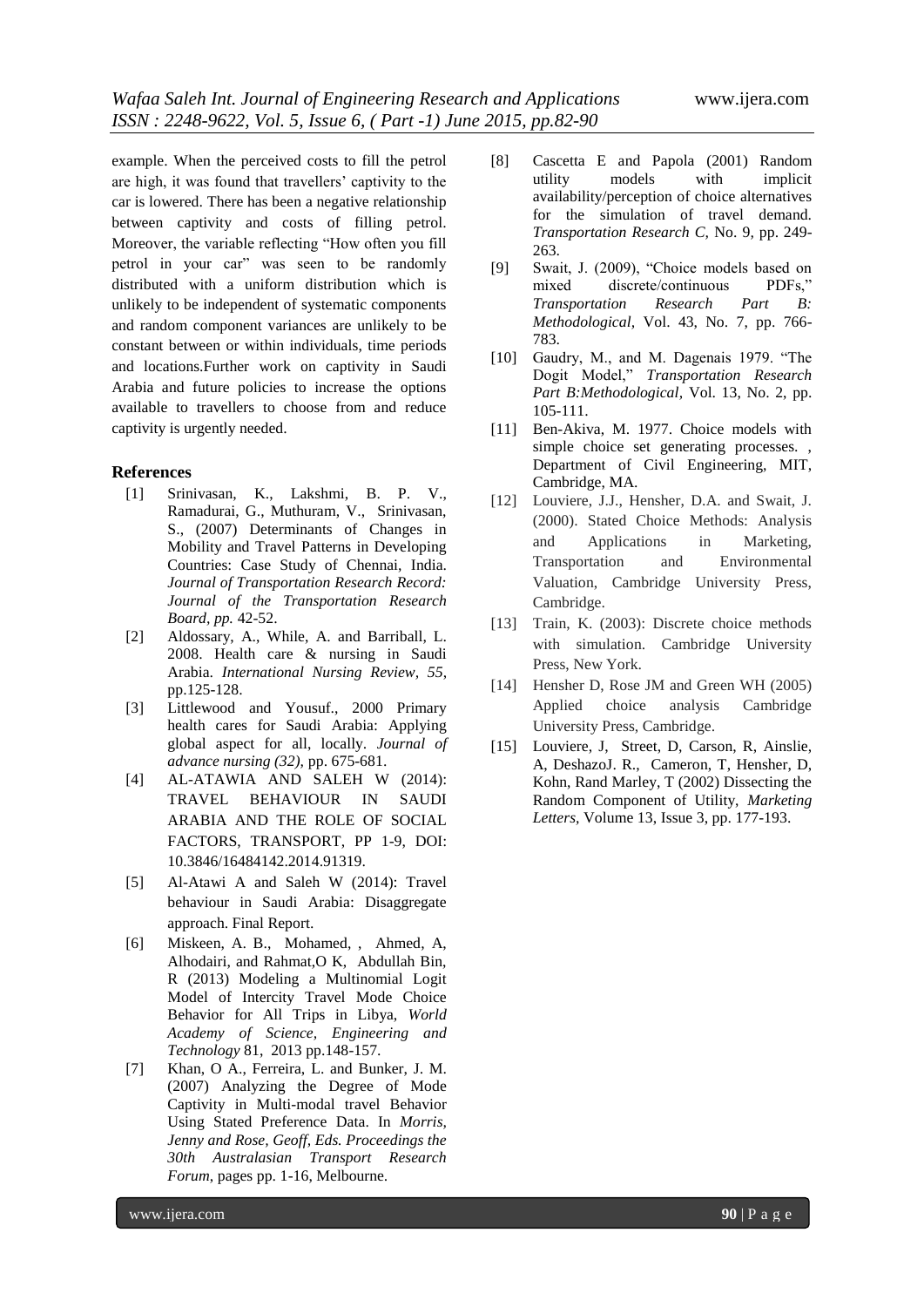example. When the perceived costs to fill the petrol are high, it was found that travellers' captivity to the car is lowered. There has been a negative relationship between captivity and costs of filling petrol. Moreover, the variable reflecting "How often you fill petrol in your car" was seen to be randomly distributed with a uniform distribution which is unlikely to be independent of systematic components and random component variances are unlikely to be constant between or within individuals, time periods and locations.Further work on captivity in Saudi Arabia and future policies to increase the options available to travellers to choose from and reduce captivity is urgently needed.

## References

[1] Srinivasan, K., Lakshmi, B. P. V., Ramadurai, G., Muthuram, V., Srinivasan, S., (2007) Determinants of Changes in Mobility and Travel Patterns in Developing Countries: Case Study of Chennai, India. *Journal of Transportation Research Record: Journal of the Transportation Research Board, pp.* 42-52.

[2] Aldossary, A., While, A. and Barriball, L. 2008. Health care & nursing in Saudi Arabia. *International Nursing Review, 55*, pp.125-128.

[3] Littlewood and Yousuf., 2000 Primary health cares for Saudi Arabia: Applying global aspect for all, locally. *Journal of advance nursing (32)*, pp. 675-681.

[4] AL-ATAWIA AND SALEH W (2014): TRAVEL BEHAVIOUR IN SAUDI ARABIA AND THE ROLE OF SOCIAL FACTORS, TRANSPORT, PP 1-9, DOI: 10.3846/16484142.2014.91319.

[5] Al-Atawi A and Saleh W (2014): Travel behaviour in Saudi Arabia: Disaggregate approach. Final Report.

[6] Miskeen, A. B., Mohamed, , Ahmed, A, Alhodairi, and Rahmat,O K, Abdullah Bin, R (2013) Modeling a Multinomial Logit Model of Intercity Travel Mode Choice Behavior for All Trips in Libya, *World Academy of Science, Engineering and Technology* 81, 2013 pp.148-157.

[7] Khan, O A., Ferreira, L. and Bunker, J. M. (2007) Analyzing the Degree of Mode Captivity in Multi-modal travel Behavior Using Stated Preference Data. In *Morris, Jenny and Rose, Geoff, Eds. Proceedings the 30th Australasian Transport Research Forum*, pages pp. 1-16, Melbourne.

[8] Cascetta E and Papola (2001) Random utility models with implicit availability/perception of choice alternatives for the simulation of travel demand. *Transportation Research C,* No. 9, pp. 249-263.

[9] Swait, J. (2009), "Choice models based on mixed discrete/continuous PDFs," *Transportation Research Part B: Methodological,* Vol. 43, No. 7, pp. 766-783.

[10] Gaudry, M., and M. Dagenais 1979. "The Dogit Model," *Transportation Research Part B:Methodological,* Vol. 13, No. 2, pp. 105-111.

[11] Ben-Akiva, M. 1977. Choice models with simple choice set generating processes. , Department of Civil Engineering, MIT, Cambridge, MA.

[12] Louviere, J.J., Hensher, D.A. and Swait, J. (2000). Stated Choice Methods: Analysis and Applications in Marketing, Transportation and Environmental Valuation, Cambridge University Press, Cambridge.

[13] Train, K. (2003): Discrete choice methods with simulation. Cambridge University Press, New York.

[14] Hensher D, Rose JM and Green WH (2005) Applied choice analysis Cambridge University Press, Cambridge.

[15] Louviere, J, Street, D, Carson, R, Ainslie, A, DeshazoJ. R., Cameron, T, Hensher, D, Kohn, Rand Marley, T (2002) Dissecting the Random Component of Utility, *Marketing Letters,* Volume 13, Issue 3, pp. 177-193.